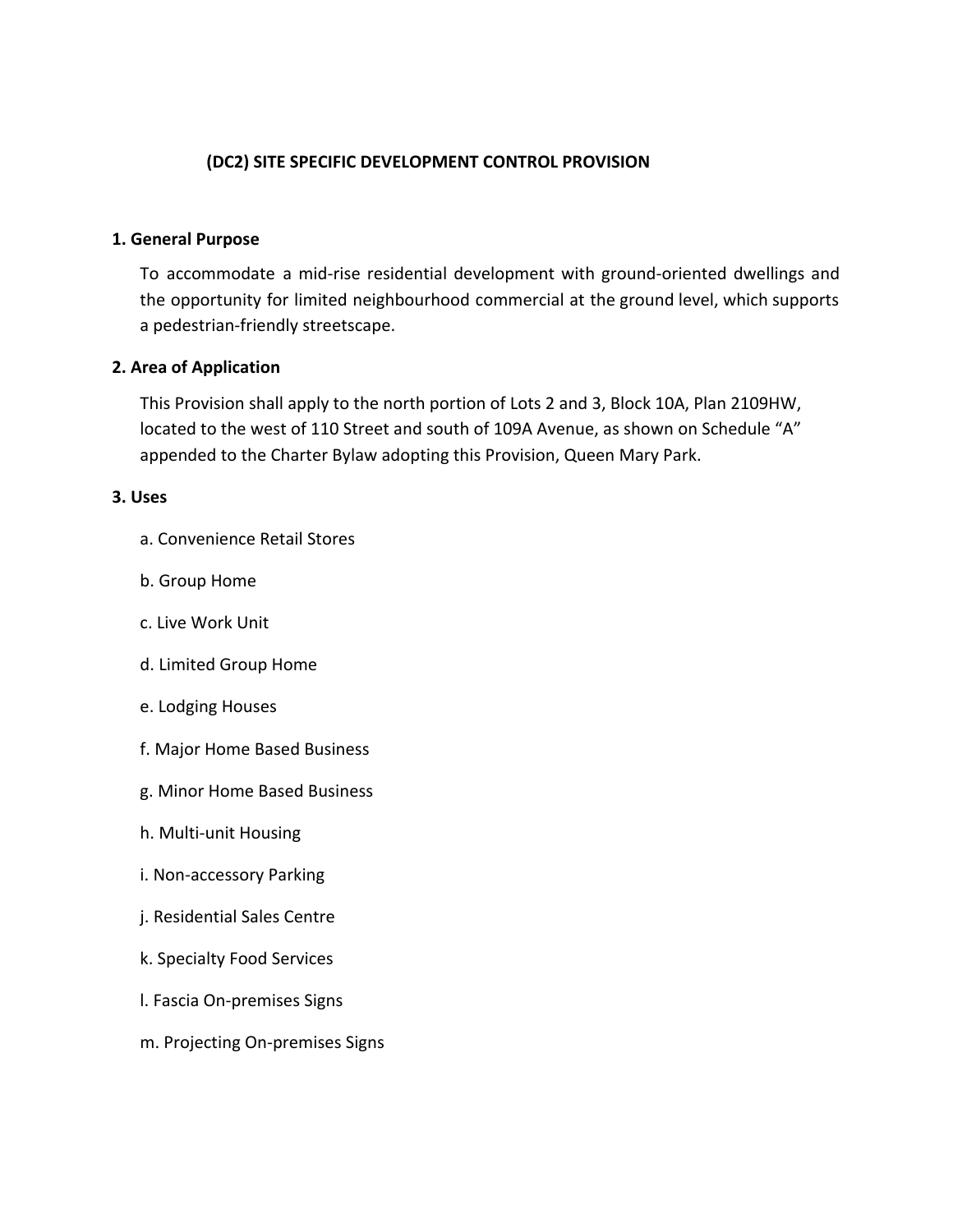# (DC2) SITE SPECIFIC DEVELOPMENT CONTROL PROVISION

## 1. General Purpose

To accommodate a mid-rise residential development with ground-oriented dwellings and the opportunity for limited neighbourhood commercial at the ground level, which supports a pedestrian-friendly streetscape.

## 2. Area of Application

This Provision shall apply to the north portion of Lots 2 and 3, Block 10A, Plan 2109HW, located to the west of 110 Street and south of 109A Avenue, as shown on Schedule "A" appended to the Charter Bylaw adopting this Provision, Queen Mary Park.

## 3. Uses

a. Convenience Retail Stores

b. Group Home

c. Live Work Unit

d. Limited Group Home

e. Lodging Houses

f. Major Home Based Business

g. Minor Home Based Business

h. Multi-unit Housing

i. Non-accessory Parking

j. Residential Sales Centre

k. Specialty Food Services

l. Fascia On-premises Signs

m. Projecting On-premises Signs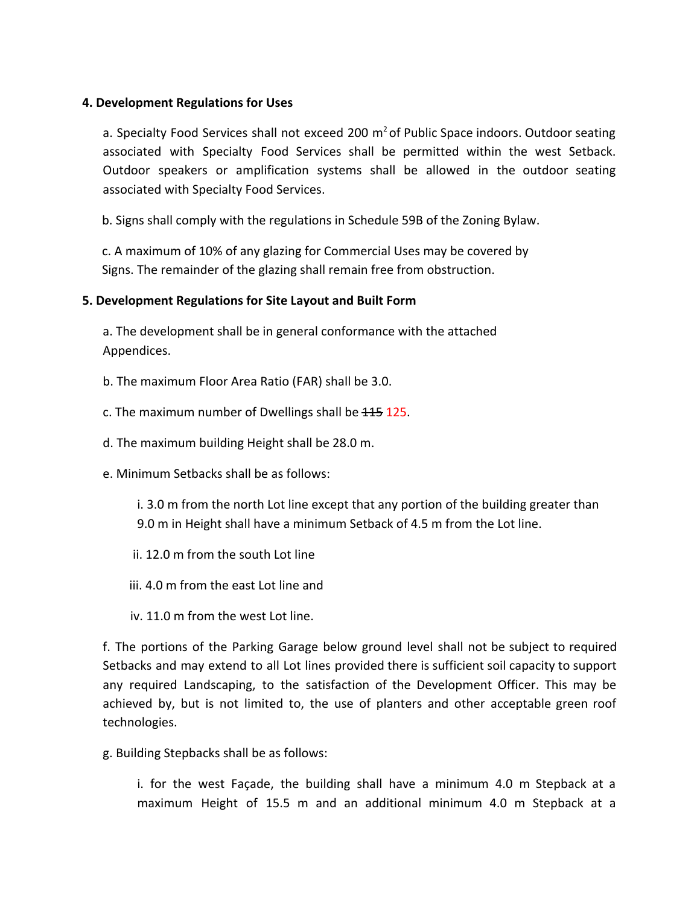**4. Development Regulations for Uses**

a. Specialty Food Services shall not exceed 200 $m^2$ of Public Space indoors. Outdoor seating associated with Specialty Food Services shall be permitted within the west Setback. Outdoor speakers or amplification systems shall be allowed in the outdoor seating associated with Specialty Food Services.

b. Signs shall comply with the regulations in Schedule 59B of the Zoning Bylaw.

c. A maximum of 10% of any glazing for Commercial Uses may be covered by Signs. The remainder of the glazing shall remain free from obstruction.

**5. Development Regulations for Site Layout and Built Form**

a. The development shall be in general conformance with the attached Appendices.

b. The maximum Floor Area Ratio (FAR) shall be 3.0.

c. The maximum number of Dwellings shall be ~~115~~ 125.

d. The maximum building Height shall be 28.0 m.

e. Minimum Setbacks shall be as follows:

i. 3.0 m from the north Lot line except that any portion of the building greater than 9.0 m in Height shall have a minimum Setback of 4.5 m from the Lot line.

ii. 12.0 m from the south Lot line

iii. 4.0 m from the east Lot line and

iv. 11.0 m from the west Lot line.

f. The portions of the Parking Garage below ground level shall not be subject to required Setbacks and may extend to all Lot lines provided there is sufficient soil capacity to support any required Landscaping, to the satisfaction of the Development Officer. This may be achieved by, but is not limited to, the use of planters and other acceptable green roof technologies.

g. Building Stepbacks shall be as follows:

i. for the west Façade, the building shall have a minimum 4.0 m Stepback at a maximum Height of 15.5 m and an additional minimum 4.0 m Stepback at a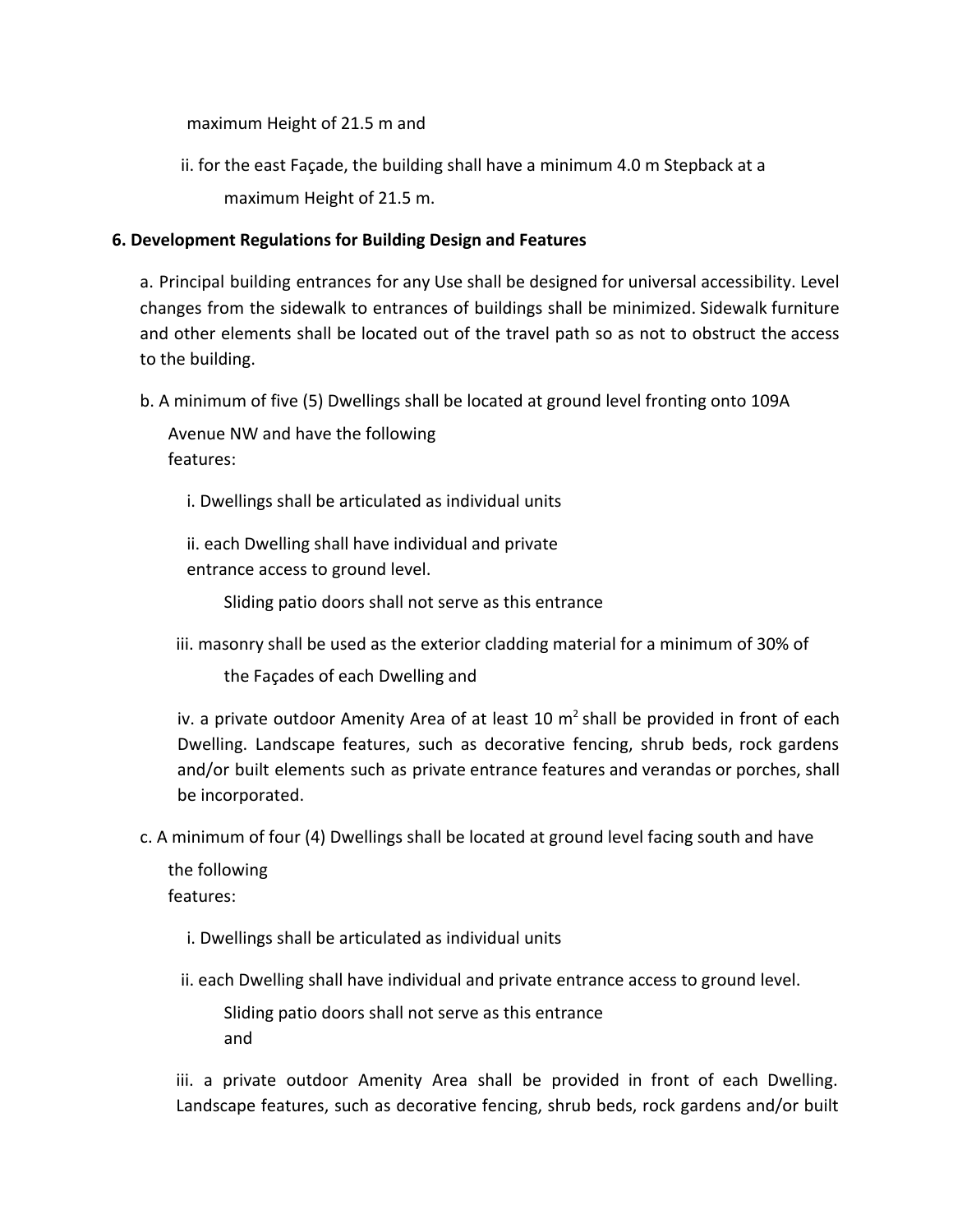maximum Height of 21.5 m and

ii. for the east Façade, the building shall have a minimum 4.0 m Stepback at a maximum Height of 21.5 m.

**6. Development Regulations for Building Design and Features**

a. Principal building entrances for any Use shall be designed for universal accessibility. Level changes from the sidewalk to entrances of buildings shall be minimized. Sidewalk furniture and other elements shall be located out of the travel path so as not to obstruct the access to the building.

b. A minimum of five (5) Dwellings shall be located at ground level fronting onto 109A Avenue NW and have the following features:

i. Dwellings shall be articulated as individual units

ii. each Dwelling shall have individual and private entrance access to ground level. Sliding patio doors shall not serve as this entrance

iii. masonry shall be used as the exterior cladding material for a minimum of 30% of the Façades of each Dwelling and

iv. a private outdoor Amenity Area of at least 10 $m^2$ shall be provided in front of each Dwelling. Landscape features, such as decorative fencing, shrub beds, rock gardens and/or built elements such as private entrance features and verandas or porches, shall be incorporated.

c. A minimum of four (4) Dwellings shall be located at ground level facing south and have the following features:

i. Dwellings shall be articulated as individual units

ii. each Dwelling shall have individual and private entrance access to ground level. Sliding patio doors shall not serve as this entrance and

iii. a private outdoor Amenity Area shall be provided in front of each Dwelling. Landscape features, such as decorative fencing, shrub beds, rock gardens and/or built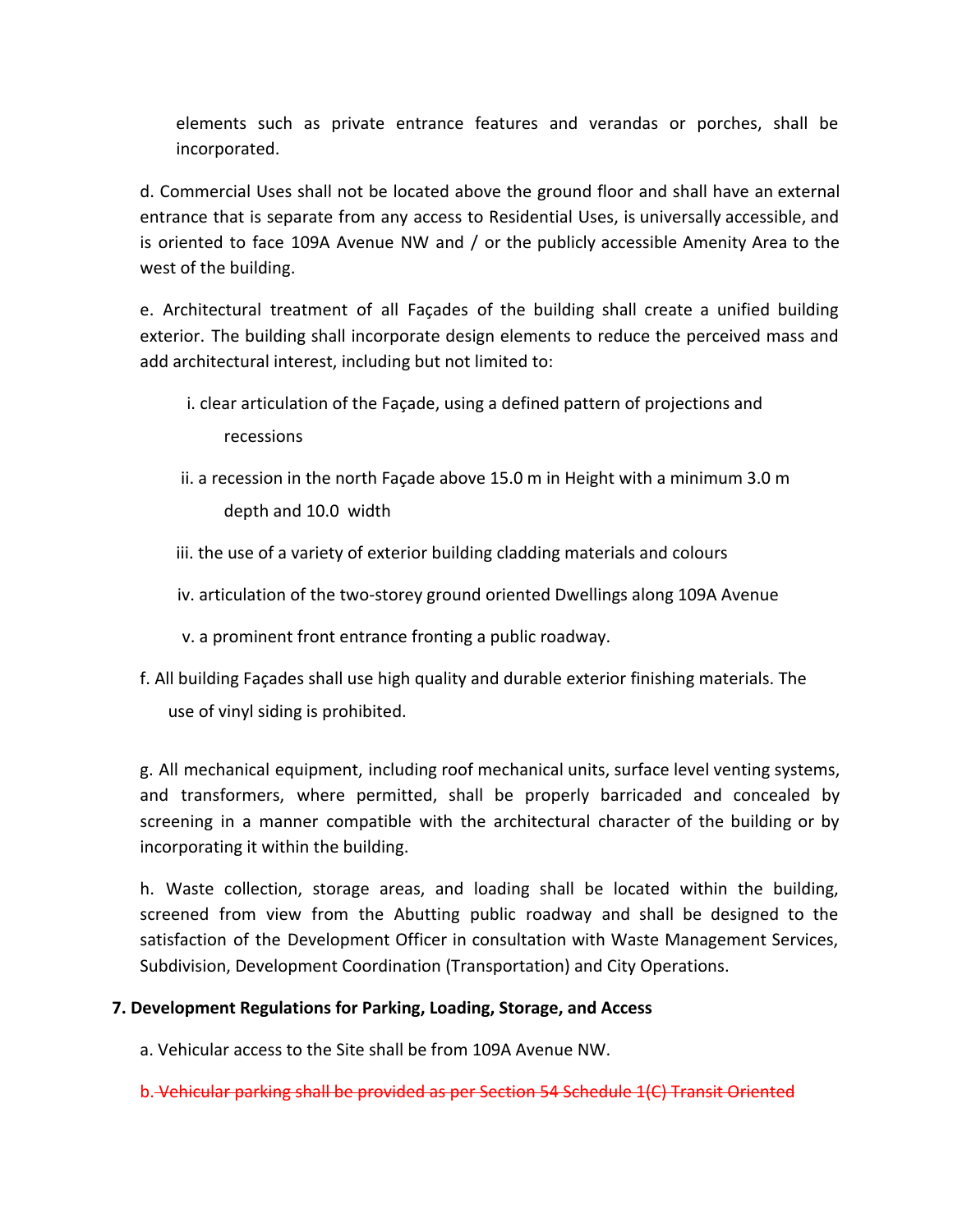elements such as private entrance features and verandas or porches, shall be incorporated.

d. Commercial Uses shall not be located above the ground floor and shall have an external entrance that is separate from any access to Residential Uses, is universally accessible, and is oriented to face 109A Avenue NW and / or the publicly accessible Amenity Area to the west of the building.

e. Architectural treatment of all Façades of the building shall create a unified building exterior. The building shall incorporate design elements to reduce the perceived mass and add architectural interest, including but not limited to:

i. clear articulation of the Façade, using a defined pattern of projections and recessions

ii. a recession in the north Façade above 15.0 m in Height with a minimum 3.0 m depth and 10.0  width

iii. the use of a variety of exterior building cladding materials and colours

iv. articulation of the two-storey ground oriented Dwellings along 109A Avenue

v. a prominent front entrance fronting a public roadway.

f. All building Façades shall use high quality and durable exterior finishing materials. The use of vinyl siding is prohibited.

g. All mechanical equipment, including roof mechanical units, surface level venting systems, and transformers, where permitted, shall be properly barricaded and concealed by screening in a manner compatible with the architectural character of the building or by incorporating it within the building.

h. Waste collection, storage areas, and loading shall be located within the building, screened from view from the Abutting public roadway and shall be designed to the satisfaction of the Development Officer in consultation with Waste Management Services, Subdivision, Development Coordination (Transportation) and City Operations.

**7. Development Regulations for Parking, Loading, Storage, and Access**

a. Vehicular access to the Site shall be from 109A Avenue NW.

b. ~~Vehicular parking shall be provided as per Section 54 Schedule 1(C) Transit Oriented~~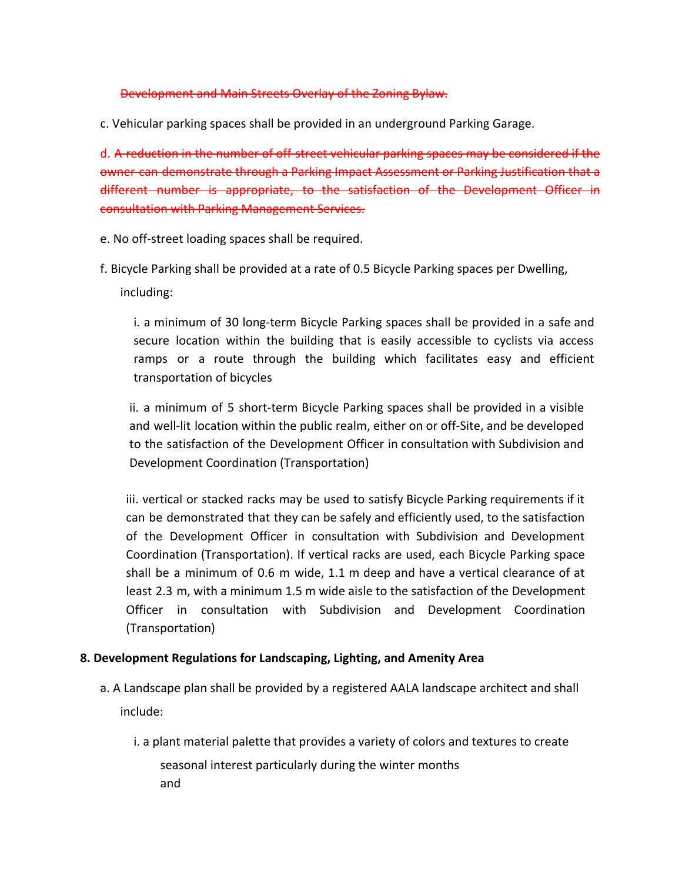~~Development and Main Streets Overlay of the Zoning Bylaw.~~

c. Vehicular parking spaces shall be provided in an underground Parking Garage.

d. ~~A reduction in the number of off-street vehicular parking spaces may be considered if the owner can demonstrate through a Parking Impact Assessment or Parking Justification that a different number is appropriate, to the satisfaction of the Development Officer in consultation with Parking Management Services.~~

e. No off-street loading spaces shall be required.

f. Bicycle Parking shall be provided at a rate of 0.5 Bicycle Parking spaces per Dwelling, including:

i. a minimum of 30 long-term Bicycle Parking spaces shall be provided in a safe and secure location within the building that is easily accessible to cyclists via access ramps or a route through the building which facilitates easy and efficient transportation of bicycles

ii. a minimum of 5 short-term Bicycle Parking spaces shall be provided in a visible and well-lit location within the public realm, either on or off-Site, and be developed to the satisfaction of the Development Officer in consultation with Subdivision and Development Coordination (Transportation)

iii. vertical or stacked racks may be used to satisfy Bicycle Parking requirements if it can be demonstrated that they can be safely and efficiently used, to the satisfaction of the Development Officer in consultation with Subdivision and Development Coordination (Transportation). If vertical racks are used, each Bicycle Parking space shall be a minimum of 0.6 m wide, 1.1 m deep and have a vertical clearance of at least 2.3 m, with a minimum 1.5 m wide aisle to the satisfaction of the Development Officer in consultation with Subdivision and Development Coordination (Transportation)

**8. Development Regulations for Landscaping, Lighting, and Amenity Area**

a. A Landscape plan shall be provided by a registered AALA landscape architect and shall include:

i. a plant material palette that provides a variety of colors and textures to create seasonal interest particularly during the winter months and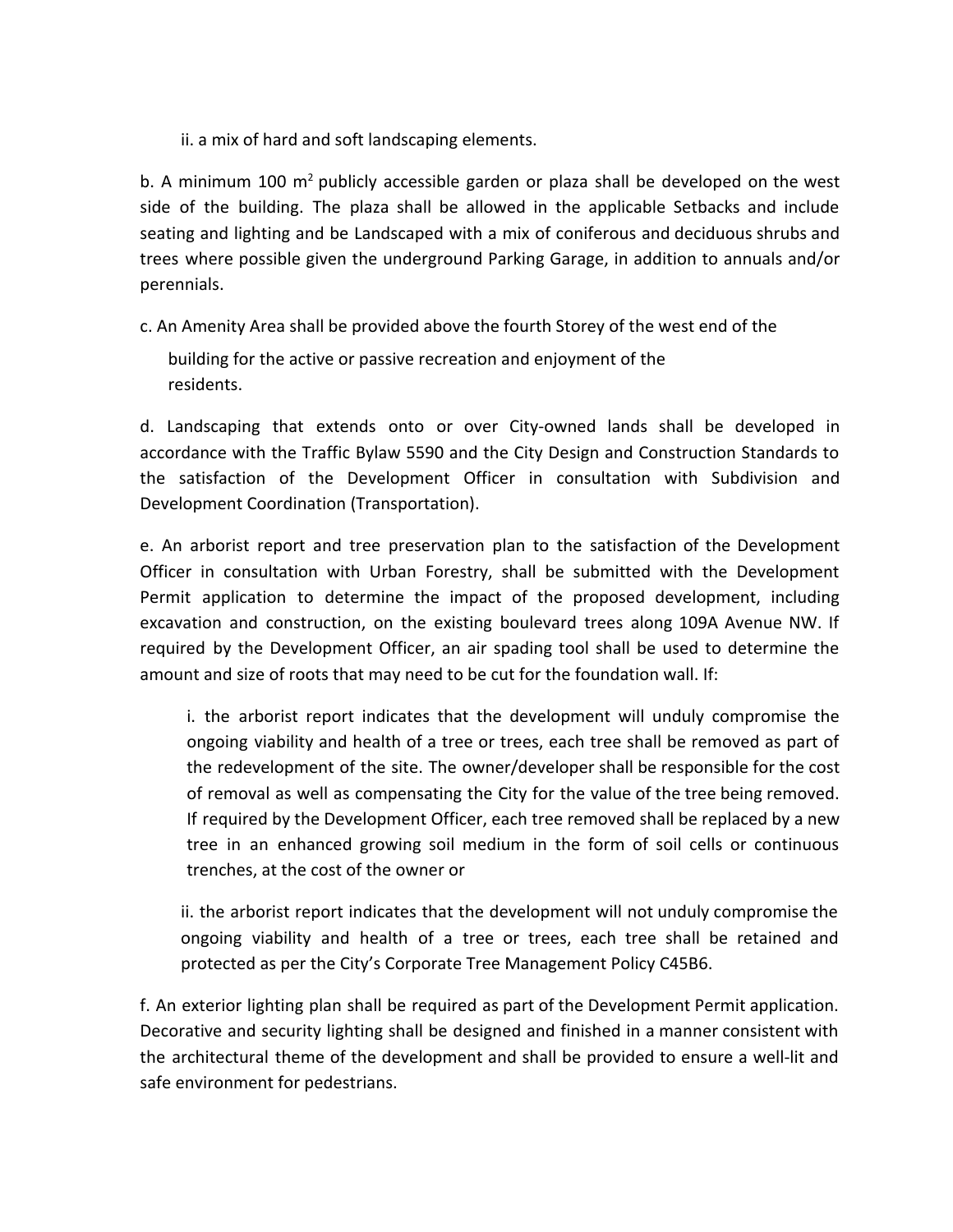ii. a mix of hard and soft landscaping elements.

b. A minimum 100 $m^2$ publicly accessible garden or plaza shall be developed on the west side of the building. The plaza shall be allowed in the applicable Setbacks and include seating and lighting and be Landscaped with a mix of coniferous and deciduous shrubs and trees where possible given the underground Parking Garage, in addition to annuals and/or perennials.

c. An Amenity Area shall be provided above the fourth Storey of the west end of the building for the active or passive recreation and enjoyment of the residents.

d. Landscaping that extends onto or over City-owned lands shall be developed in accordance with the Traffic Bylaw 5590 and the City Design and Construction Standards to the satisfaction of the Development Officer in consultation with Subdivision and Development Coordination (Transportation).

e. An arborist report and tree preservation plan to the satisfaction of the Development Officer in consultation with Urban Forestry, shall be submitted with the Development Permit application to determine the impact of the proposed development, including excavation and construction, on the existing boulevard trees along 109A Avenue NW. If required by the Development Officer, an air spading tool shall be used to determine the amount and size of roots that may need to be cut for the foundation wall. If:

i. the arborist report indicates that the development will unduly compromise the ongoing viability and health of a tree or trees, each tree shall be removed as part of the redevelopment of the site. The owner/developer shall be responsible for the cost of removal as well as compensating the City for the value of the tree being removed. If required by the Development Officer, each tree removed shall be replaced by a new tree in an enhanced growing soil medium in the form of soil cells or continuous trenches, at the cost of the owner or

ii. the arborist report indicates that the development will not unduly compromise the ongoing viability and health of a tree or trees, each tree shall be retained and protected as per the City's Corporate Tree Management Policy C45B6.

f. An exterior lighting plan shall be required as part of the Development Permit application. Decorative and security lighting shall be designed and finished in a manner consistent with the architectural theme of the development and shall be provided to ensure a well-lit and safe environment for pedestrians.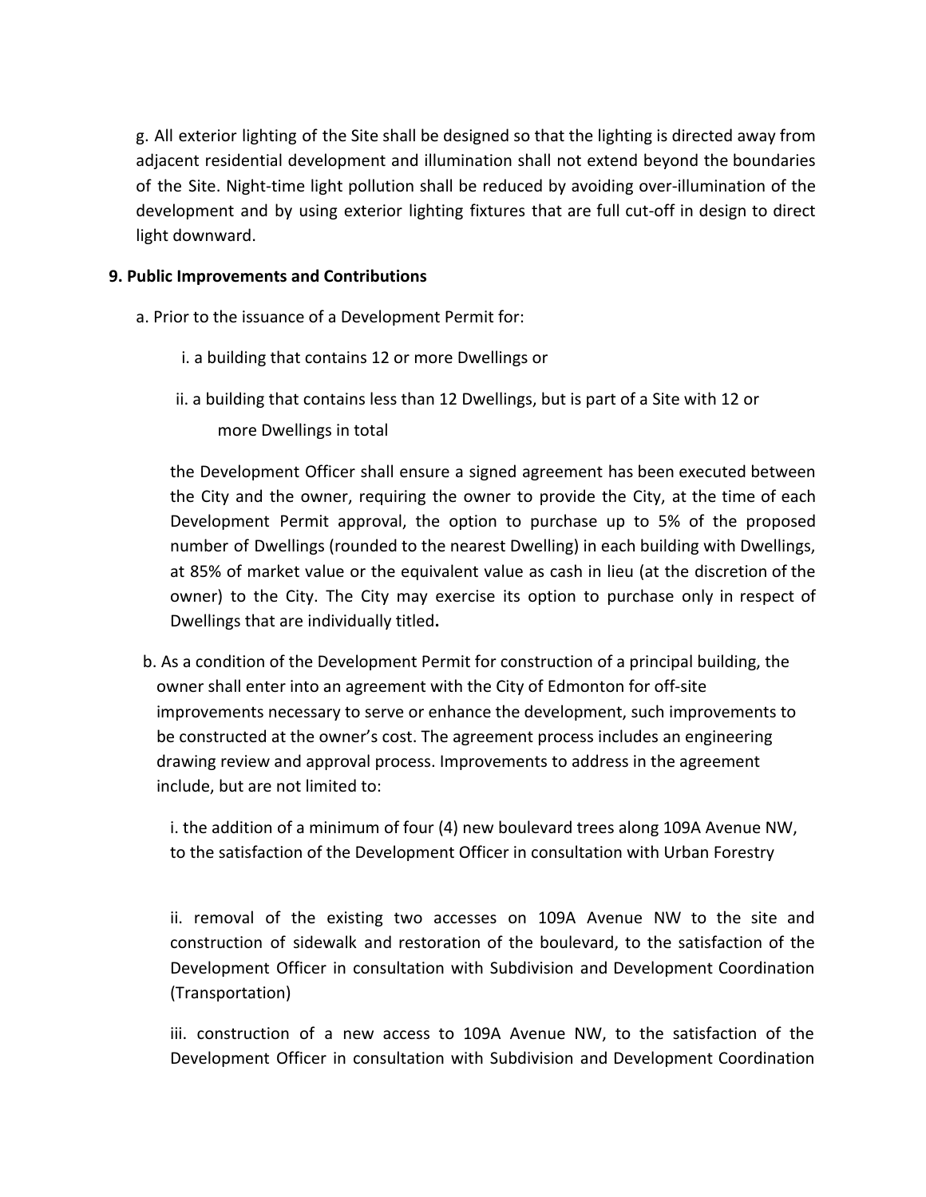g. All exterior lighting of the Site shall be designed so that the lighting is directed away from adjacent residential development and illumination shall not extend beyond the boundaries of the Site. Night-time light pollution shall be reduced by avoiding over-illumination of the development and by using exterior lighting fixtures that are full cut-off in design to direct light downward.

**9. Public Improvements and Contributions**

a. Prior to the issuance of a Development Permit for:

i. a building that contains 12 or more Dwellings or

ii. a building that contains less than 12 Dwellings, but is part of a Site with 12 or more Dwellings in total

the Development Officer shall ensure a signed agreement has been executed between the City and the owner, requiring the owner to provide the City, at the time of each Development Permit approval, the option to purchase up to 5% of the proposed number of Dwellings (rounded to the nearest Dwelling) in each building with Dwellings, at 85% of market value or the equivalent value as cash in lieu (at the discretion of the owner) to the City. The City may exercise its option to purchase only in respect of Dwellings that are individually titled**.**

b. As a condition of the Development Permit for construction of a principal building, the owner shall enter into an agreement with the City of Edmonton for off-site improvements necessary to serve or enhance the development, such improvements to be constructed at the owner's cost. The agreement process includes an engineering drawing review and approval process. Improvements to address in the agreement include, but are not limited to:

i. the addition of a minimum of four (4) new boulevard trees along 109A Avenue NW, to the satisfaction of the Development Officer in consultation with Urban Forestry

ii. removal of the existing two accesses on 109A Avenue NW to the site and construction of sidewalk and restoration of the boulevard, to the satisfaction of the Development Officer in consultation with Subdivision and Development Coordination (Transportation)

iii. construction of a new access to 109A Avenue NW, to the satisfaction of the Development Officer in consultation with Subdivision and Development Coordination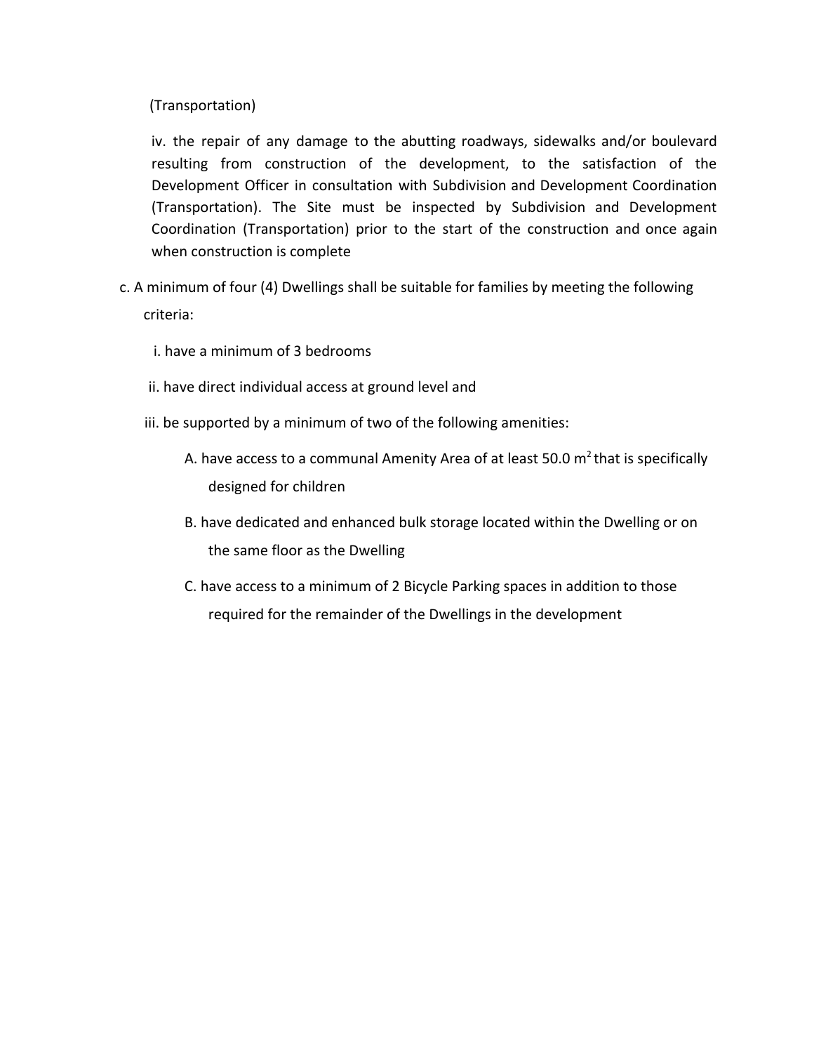(Transportation)

iv. the repair of any damage to the abutting roadways, sidewalks and/or boulevard resulting from construction of the development, to the satisfaction of the Development Officer in consultation with Subdivision and Development Coordination (Transportation). The Site must be inspected by Subdivision and Development Coordination (Transportation) prior to the start of the construction and once again when construction is complete

c. A minimum of four (4) Dwellings shall be suitable for families by meeting the following criteria:

i. have a minimum of 3 bedrooms

ii. have direct individual access at ground level and

iii. be supported by a minimum of two of the following amenities:

A. have access to a communal Amenity Area of at least 50.0 $m^2$ that is specifically designed for children

B. have dedicated and enhanced bulk storage located within the Dwelling or on the same floor as the Dwelling

C. have access to a minimum of 2 Bicycle Parking spaces in addition to those required for the remainder of the Dwellings in the development